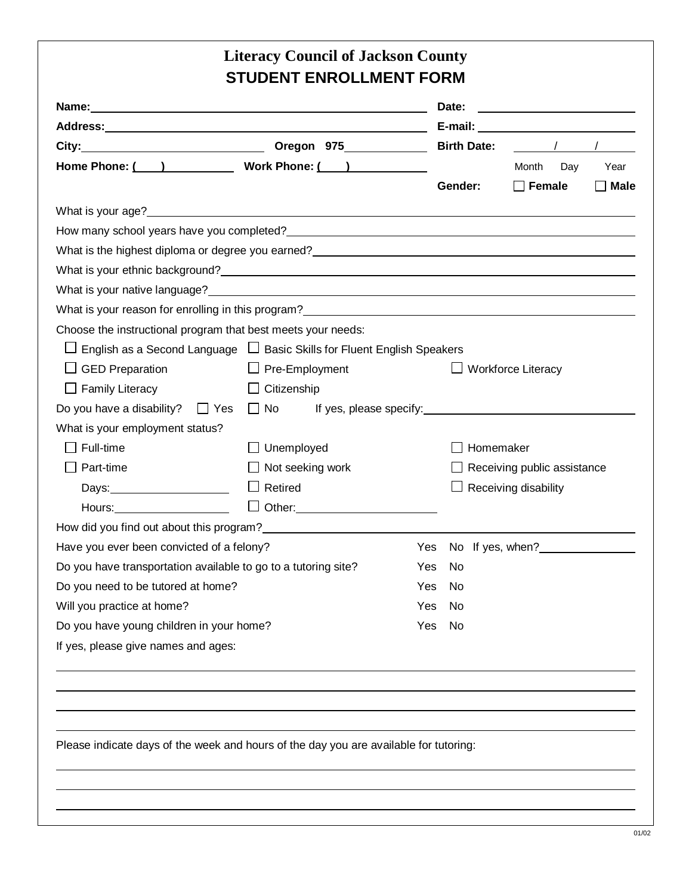# Literacy Council of Jackson County

## STUDENT ENROLLMENT FORM

**Name:** ______________________________ **Date:** ____________________

**Address:** ______________________________ **E-mail:** ____________________

**City:** ____________________ **Oregon 975** ________ **Birth Date:** ____ / ____ / ____
Month Day Year

**Home Phone: (    )** __________ **Work Phone: (    )** __________

**Gender:** ☐ **Female** ☐ **Male**

What is your age? ______________________________

How many school years have you completed? ______________________________

What is the highest diploma or degree you earned? ______________________________

What is your ethnic background? ______________________________

What is your native language? ______________________________

What is your reason for enrolling in this program? ______________________________

Choose the instructional program that best meets your needs:

- ☐ English as a Second Language
- ☐ Basic Skills for Fluent English Speakers
- ☐ GED Preparation
- ☐ Pre-Employment
- ☐ Workforce Literacy
- ☐ Family Literacy
- ☐ Citizenship

Do you have a disability? ☐ Yes ☐ No If yes, please specify: ______________________________

What is your employment status?

- ☐ Full-time
- ☐ Unemployed
- ☐ Homemaker
- ☐ Part-time
  - Days: ____________
  - Hours: ____________
- ☐ Not seeking work
- ☐ Receiving public assistance
- ☐ Retired
- ☐ Receiving disability
- ☐ Other: ____________

How did you find out about this program? ______________________________

Have you ever been convicted of a felony? Yes No If yes, when? ____________

Do you have transportation available to go to a tutoring site? Yes No

Do you need to be tutored at home? Yes No

Will you practice at home? Yes No

Do you have young children in your home? Yes No

If yes, please give names and ages:

______________________________

______________________________

______________________________

______________________________

Please indicate days of the week and hours of the day you are available for tutoring:

______________________________

______________________________

______________________________

01/02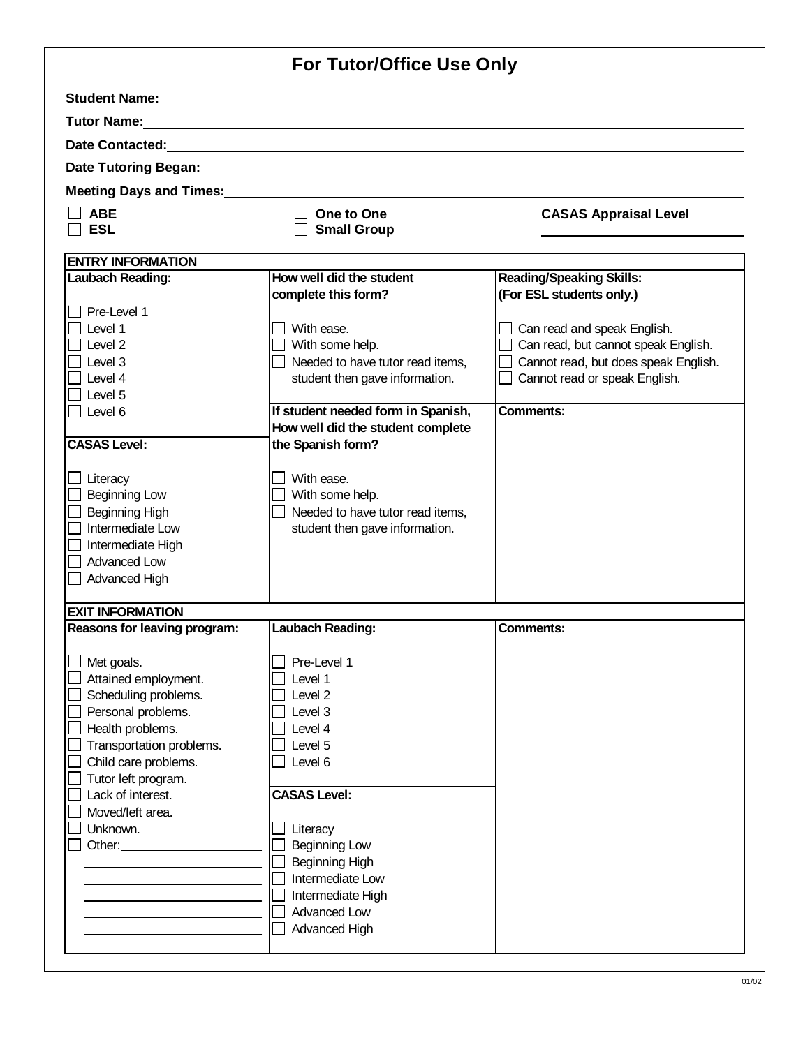# For Tutor/Office Use Only

**Student Name:** ______________________________

**Tutor Name:** ______________________________

**Date Contacted:** ______________________________

**Date Tutoring Began:** ______________________________

**Meeting Days and Times:** ______________________________

☐ **ABE**
☐ **ESL**

☐ **One to One**
☐ **Small Group**

**CASAS Appraisal Level** ______________________________

## ENTRY INFORMATION

| **Laubach Reading:** | **How well did the student complete this form?** | **Reading/Speaking Skills: (For ESL students only.)** |
|---|---|---|
| ☐ Pre-Level 1<br>☐ Level 1<br>☐ Level 2<br>☐ Level 3<br>☐ Level 4<br>☐ Level 5<br>☐ Level 6 | ☐ With ease.<br>☐ With some help.<br>☐ Needed to have tutor read items, student then gave information. | ☐ Can read and speak English.<br>☐ Can read, but cannot speak English.<br>☐ Cannot read, but does speak English.<br>☐ Cannot read or speak English. |
| **CASAS Level:**<br><br>☐ Literacy<br>☐ Beginning Low<br>☐ Beginning High<br>☐ Intermediate Low<br>☐ Intermediate High<br>☐ Advanced Low<br>☐ Advanced High | **If student needed form in Spanish, How well did the student complete the Spanish form?**<br><br>☐ With ease.<br>☐ With some help.<br>☐ Needed to have tutor read items, student then gave information. | **Comments:** |

## EXIT INFORMATION

| **Reasons for leaving program:** | **Laubach Reading:** | **Comments:** |
|---|---|---|
| ☐ Met goals.<br>☐ Attained employment.<br>☐ Scheduling problems.<br>☐ Personal problems.<br>☐ Health problems.<br>☐ Transportation problems.<br>☐ Child care problems.<br>☐ Tutor left program.<br>☐ Lack of interest.<br>☐ Moved/left area.<br>☐ Unknown.<br>☐ Other: ______________<br>______________<br>______________<br>______________<br>______________<br>______________ | ☐ Pre-Level 1<br>☐ Level 1<br>☐ Level 2<br>☐ Level 3<br>☐ Level 4<br>☐ Level 5<br>☐ Level 6<br><br>**CASAS Level:**<br><br>☐ Literacy<br>☐ Beginning Low<br>☐ Beginning High<br>☐ Intermediate Low<br>☐ Intermediate High<br>☐ Advanced Low<br>☐ Advanced High | |

01/02